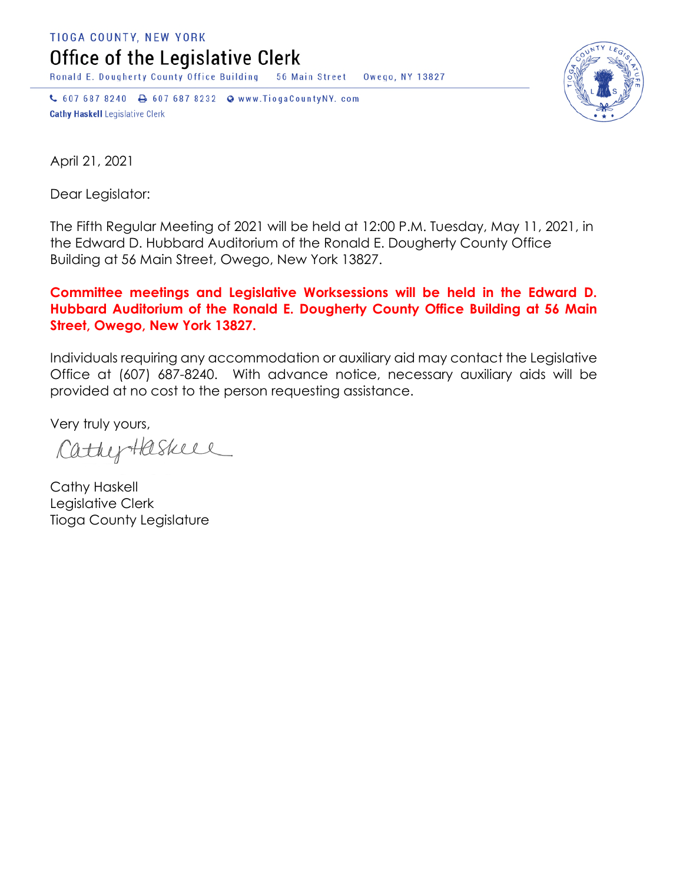TIOGA COUNTY, NEW YORK

# Office of the Legislative Clerk

Ronald E. Dougherty County Office Building     56 Main Street     Owego, NY 13827

607 687 8240     607 687 8232     www.TiogaCountyNY. com

**Cathy Haskell** Legislative Clerk

April 21, 2021

Dear Legislator:

The Fifth Regular Meeting of 2021 will be held at 12:00 P.M. Tuesday, May 11, 2021, in the Edward D. Hubbard Auditorium of the Ronald E. Dougherty County Office Building at 56 Main Street, Owego, New York 13827.

**Committee meetings and Legislative Worksessions will be held in the Edward D. Hubbard Auditorium of the Ronald E. Dougherty County Office Building at 56 Main Street, Owego, New York 13827.**

Individuals requiring any accommodation or auxiliary aid may contact the Legislative Office at (607) 687-8240. With advance notice, necessary auxiliary aids will be provided at no cost to the person requesting assistance.

Very truly yours,

Cathy Haskell

Cathy Haskell
Legislative Clerk
Tioga County Legislature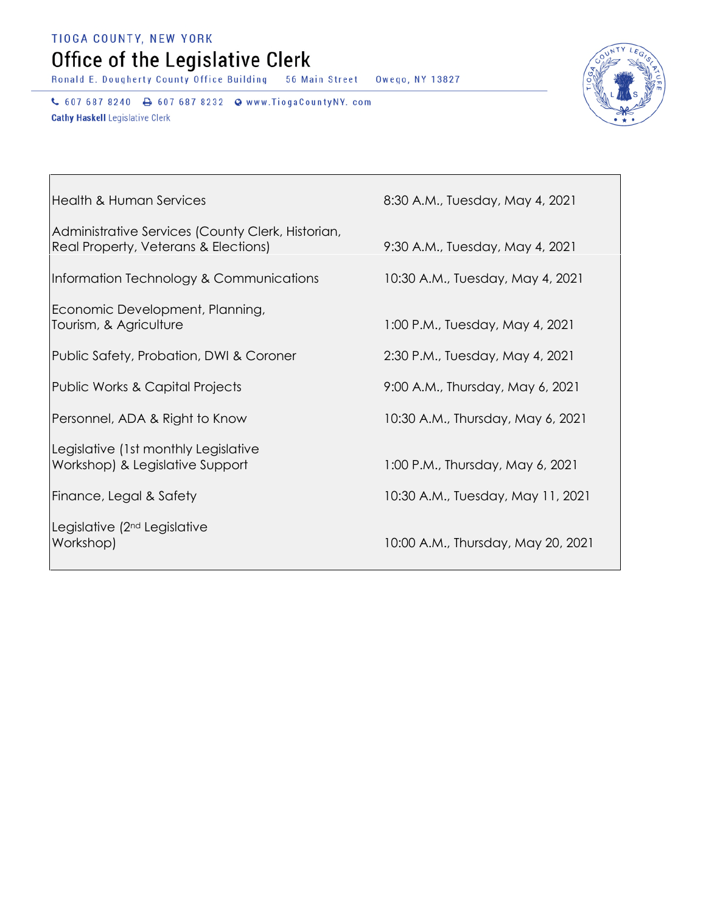TIOGA COUNTY, NEW YORK

# Office of the Legislative Clerk

Ronald E. Dougherty County Office Building 56 Main Street Owego, NY 13827

607 687 8240 607 687 8232 www.TiogaCountyNY. com

**Cathy Haskell** Legislative Clerk

| | |
|---|---|
| Health & Human Services | 8:30 A.M., Tuesday, May 4, 2021 |
| Administrative Services (County Clerk, Historian, Real Property, Veterans & Elections) | 9:30 A.M., Tuesday, May 4, 2021 |
| Information Technology & Communications | 10:30 A.M., Tuesday, May 4, 2021 |
| Economic Development, Planning, Tourism, & Agriculture | 1:00 P.M., Tuesday, May 4, 2021 |
| Public Safety, Probation, DWI & Coroner | 2:30 P.M., Tuesday, May 4, 2021 |
| Public Works & Capital Projects | 9:00 A.M., Thursday, May 6, 2021 |
| Personnel, ADA & Right to Know | 10:30 A.M., Thursday, May 6, 2021 |
| Legislative (1st monthly Legislative Workshop) & Legislative Support | 1:00 P.M., Thursday, May 6, 2021 |
| Finance, Legal & Safety | 10:30 A.M., Tuesday, May 11, 2021 |
| Legislative (2nd Legislative Workshop) | 10:00 A.M., Thursday, May 20, 2021 |